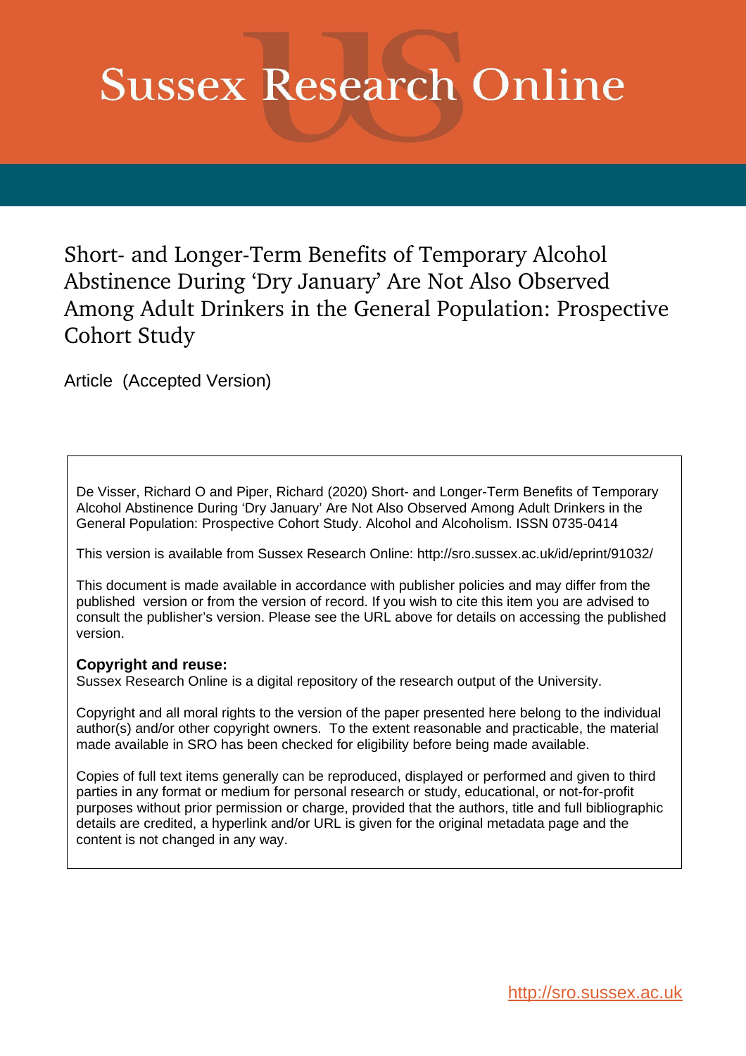# Sussex Research Online

## Short- and Longer-Term Benefits of Temporary Alcohol Abstinence During 'Dry January' Are Not Also Observed Among Adult Drinkers in the General Population: Prospective Cohort Study

Article (Accepted Version)

De Visser, Richard O and Piper, Richard (2020) Short- and Longer-Term Benefits of Temporary Alcohol Abstinence During 'Dry January' Are Not Also Observed Among Adult Drinkers in the General Population: Prospective Cohort Study. Alcohol and Alcoholism. ISSN 0735-0414

This version is available from Sussex Research Online: http://sro.sussex.ac.uk/id/eprint/91032/

This document is made available in accordance with publisher policies and may differ from the published version or from the version of record. If you wish to cite this item you are advised to consult the publisher's version. Please see the URL above for details on accessing the published version.

**Copyright and reuse:**
Sussex Research Online is a digital repository of the research output of the University.

Copyright and all moral rights to the version of the paper presented here belong to the individual author(s) and/or other copyright owners. To the extent reasonable and practicable, the material made available in SRO has been checked for eligibility before being made available.

Copies of full text items generally can be reproduced, displayed or performed and given to third parties in any format or medium for personal research or study, educational, or not-for-profit purposes without prior permission or charge, provided that the authors, title and full bibliographic details are credited, a hyperlink and/or URL is given for the original metadata page and the content is not changed in any way.

http://sro.sussex.ac.uk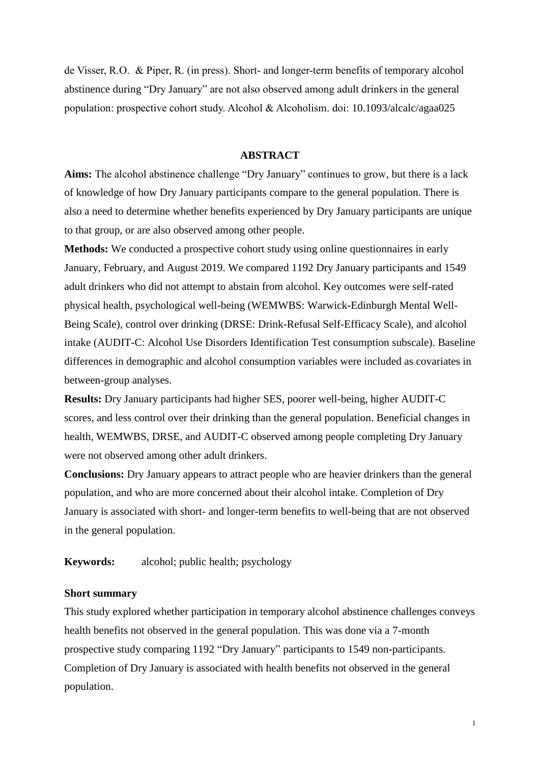de Visser, R.O. & Piper, R. (in press). Short- and longer-term benefits of temporary alcohol abstinence during "Dry January" are not also observed among adult drinkers in the general population: prospective cohort study. Alcohol & Alcoholism. doi: 10.1093/alcalc/agaa025

## ABSTRACT

**Aims:** The alcohol abstinence challenge "Dry January" continues to grow, but there is a lack of knowledge of how Dry January participants compare to the general population. There is also a need to determine whether benefits experienced by Dry January participants are unique to that group, or are also observed among other people.

**Methods:** We conducted a prospective cohort study using online questionnaires in early January, February, and August 2019. We compared 1192 Dry January participants and 1549 adult drinkers who did not attempt to abstain from alcohol. Key outcomes were self-rated physical health, psychological well-being (WEMWBS: Warwick-Edinburgh Mental Well-Being Scale), control over drinking (DRSE: Drink-Refusal Self-Efficacy Scale), and alcohol intake (AUDIT-C: Alcohol Use Disorders Identification Test consumption subscale). Baseline differences in demographic and alcohol consumption variables were included as covariates in between-group analyses.

**Results:** Dry January participants had higher SES, poorer well-being, higher AUDIT-C scores, and less control over their drinking than the general population. Beneficial changes in health, WEMWBS, DRSE, and AUDIT-C observed among people completing Dry January were not observed among other adult drinkers.

**Conclusions:** Dry January appears to attract people who are heavier drinkers than the general population, and who are more concerned about their alcohol intake. Completion of Dry January is associated with short- and longer-term benefits to well-being that are not observed in the general population.

**Keywords:** alcohol; public health; psychology

**Short summary**

This study explored whether participation in temporary alcohol abstinence challenges conveys health benefits not observed in the general population. This was done via a 7-month prospective study comparing 1192 "Dry January" participants to 1549 non-participants. Completion of Dry January is associated with health benefits not observed in the general population.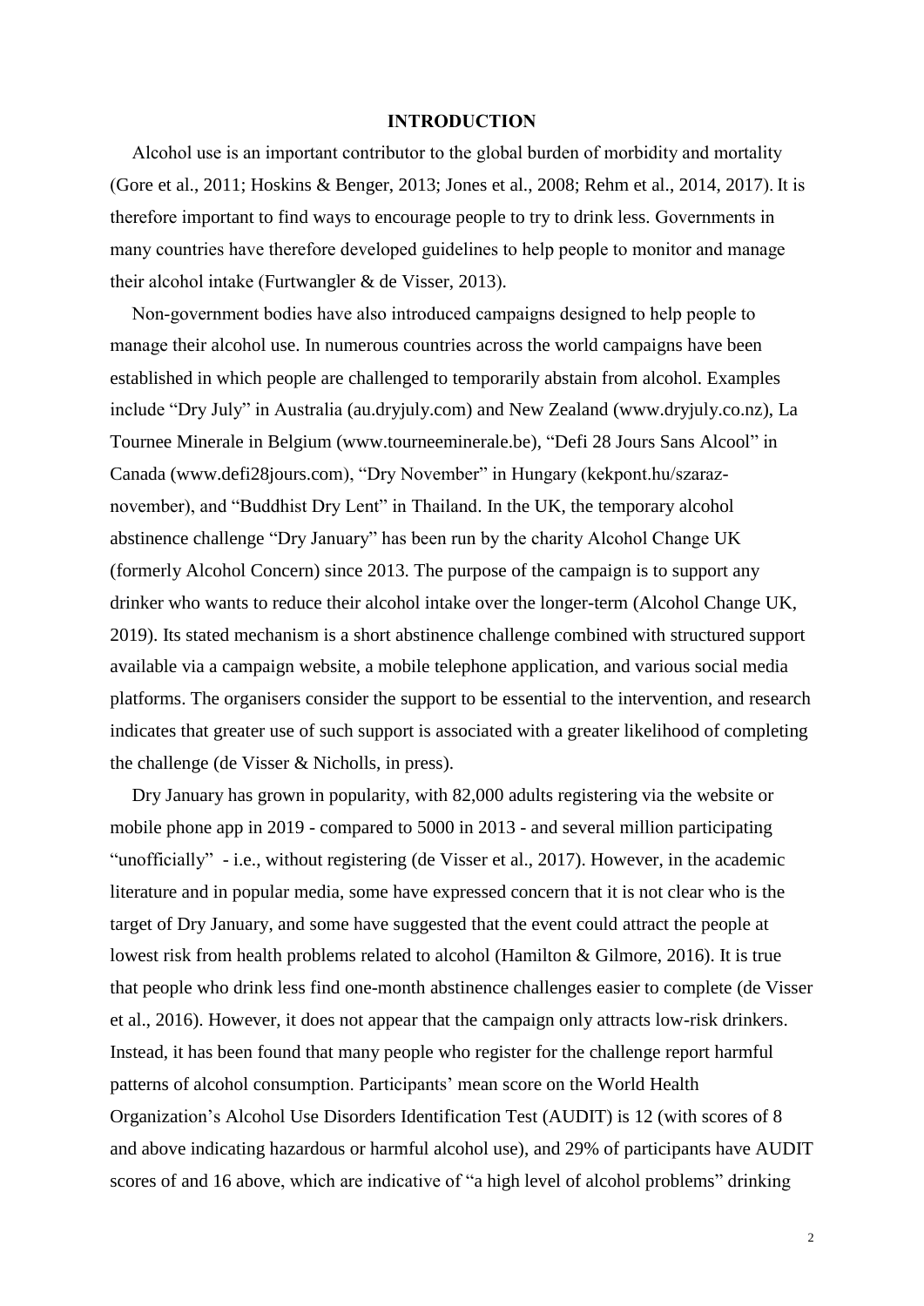## INTRODUCTION

Alcohol use is an important contributor to the global burden of morbidity and mortality (Gore et al., 2011; Hoskins & Benger, 2013; Jones et al., 2008; Rehm et al., 2014, 2017). It is therefore important to find ways to encourage people to try to drink less. Governments in many countries have therefore developed guidelines to help people to monitor and manage their alcohol intake (Furtwangler & de Visser, 2013).

Non-government bodies have also introduced campaigns designed to help people to manage their alcohol use. In numerous countries across the world campaigns have been established in which people are challenged to temporarily abstain from alcohol. Examples include "Dry July" in Australia (au.dryjuly.com) and New Zealand (www.dryjuly.co.nz), La Tournee Minerale in Belgium (www.tourneeminerale.be), "Defi 28 Jours Sans Alcool" in Canada (www.defi28jours.com), "Dry November" in Hungary (kekpont.hu/szaraz-november), and "Buddhist Dry Lent" in Thailand. In the UK, the temporary alcohol abstinence challenge "Dry January" has been run by the charity Alcohol Change UK (formerly Alcohol Concern) since 2013. The purpose of the campaign is to support any drinker who wants to reduce their alcohol intake over the longer-term (Alcohol Change UK, 2019). Its stated mechanism is a short abstinence challenge combined with structured support available via a campaign website, a mobile telephone application, and various social media platforms. The organisers consider the support to be essential to the intervention, and research indicates that greater use of such support is associated with a greater likelihood of completing the challenge (de Visser & Nicholls, in press).

Dry January has grown in popularity, with 82,000 adults registering via the website or mobile phone app in 2019 - compared to 5000 in 2013 - and several million participating "unofficially" - i.e., without registering (de Visser et al., 2017). However, in the academic literature and in popular media, some have expressed concern that it is not clear who is the target of Dry January, and some have suggested that the event could attract the people at lowest risk from health problems related to alcohol (Hamilton & Gilmore, 2016). It is true that people who drink less find one-month abstinence challenges easier to complete (de Visser et al., 2016). However, it does not appear that the campaign only attracts low-risk drinkers. Instead, it has been found that many people who register for the challenge report harmful patterns of alcohol consumption. Participants' mean score on the World Health Organization's Alcohol Use Disorders Identification Test (AUDIT) is 12 (with scores of 8 and above indicating hazardous or harmful alcohol use), and 29% of participants have AUDIT scores of and 16 above, which are indicative of "a high level of alcohol problems" drinking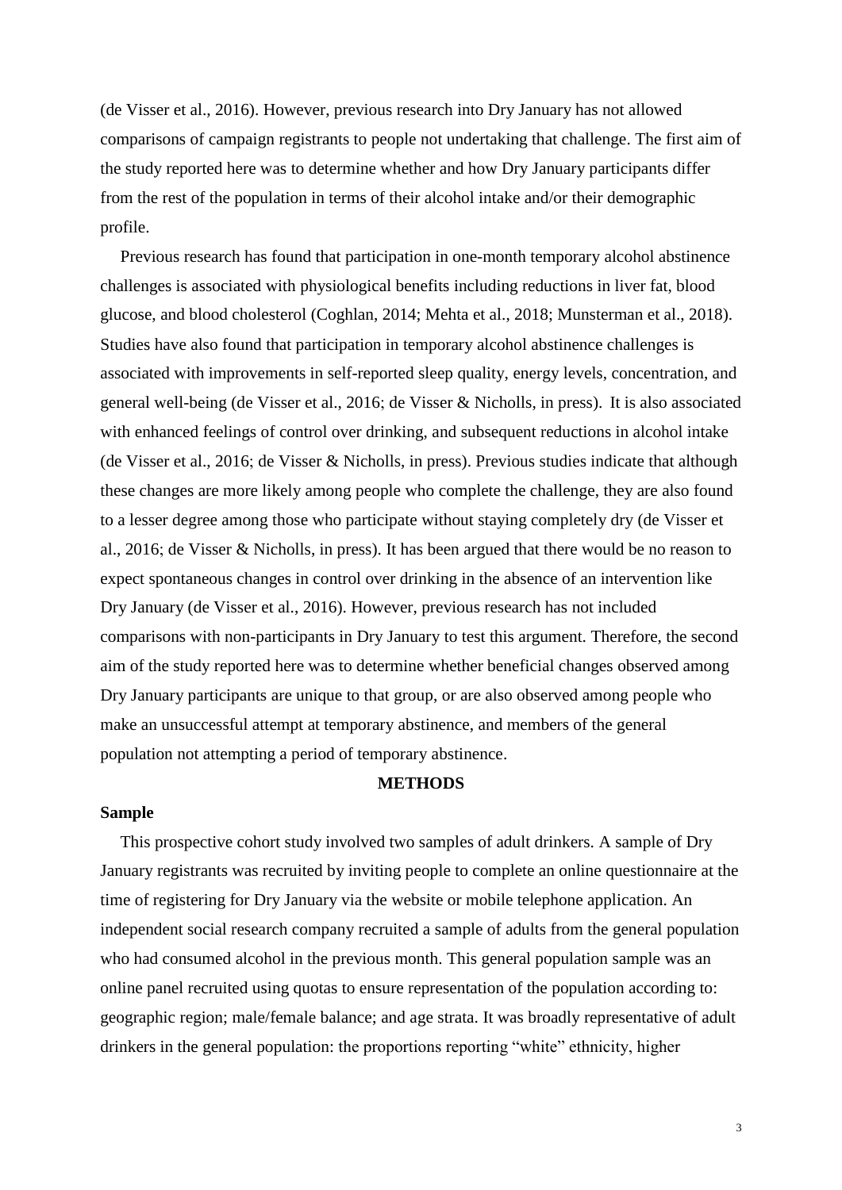(de Visser et al., 2016). However, previous research into Dry January has not allowed comparisons of campaign registrants to people not undertaking that challenge. The first aim of the study reported here was to determine whether and how Dry January participants differ from the rest of the population in terms of their alcohol intake and/or their demographic profile.

Previous research has found that participation in one-month temporary alcohol abstinence challenges is associated with physiological benefits including reductions in liver fat, blood glucose, and blood cholesterol (Coghlan, 2014; Mehta et al., 2018; Munsterman et al., 2018). Studies have also found that participation in temporary alcohol abstinence challenges is associated with improvements in self-reported sleep quality, energy levels, concentration, and general well-being (de Visser et al., 2016; de Visser & Nicholls, in press). It is also associated with enhanced feelings of control over drinking, and subsequent reductions in alcohol intake (de Visser et al., 2016; de Visser & Nicholls, in press). Previous studies indicate that although these changes are more likely among people who complete the challenge, they are also found to a lesser degree among those who participate without staying completely dry (de Visser et al., 2016; de Visser & Nicholls, in press). It has been argued that there would be no reason to expect spontaneous changes in control over drinking in the absence of an intervention like Dry January (de Visser et al., 2016). However, previous research has not included comparisons with non-participants in Dry January to test this argument. Therefore, the second aim of the study reported here was to determine whether beneficial changes observed among Dry January participants are unique to that group, or are also observed among people who make an unsuccessful attempt at temporary abstinence, and members of the general population not attempting a period of temporary abstinence.

## METHODS

### Sample

This prospective cohort study involved two samples of adult drinkers. A sample of Dry January registrants was recruited by inviting people to complete an online questionnaire at the time of registering for Dry January via the website or mobile telephone application. An independent social research company recruited a sample of adults from the general population who had consumed alcohol in the previous month. This general population sample was an online panel recruited using quotas to ensure representation of the population according to: geographic region; male/female balance; and age strata. It was broadly representative of adult drinkers in the general population: the proportions reporting "white" ethnicity, higher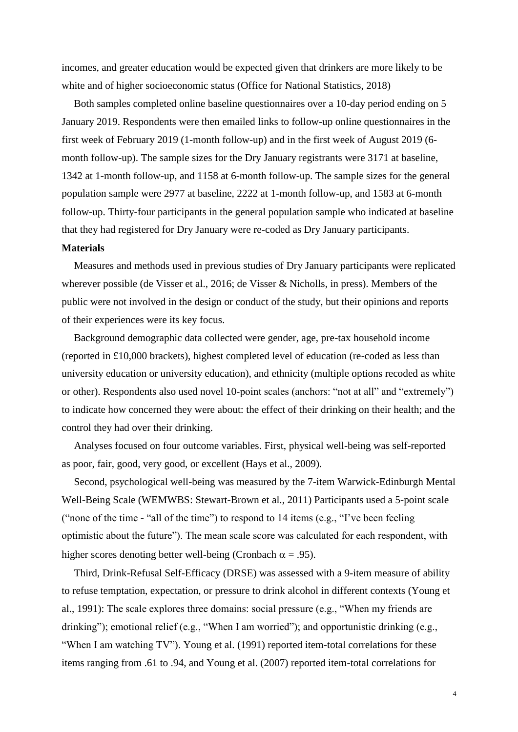incomes, and greater education would be expected given that drinkers are more likely to be white and of higher socioeconomic status (Office for National Statistics, 2018)

Both samples completed online baseline questionnaires over a 10-day period ending on 5 January 2019. Respondents were then emailed links to follow-up online questionnaires in the first week of February 2019 (1-month follow-up) and in the first week of August 2019 (6-month follow-up). The sample sizes for the Dry January registrants were 3171 at baseline, 1342 at 1-month follow-up, and 1158 at 6-month follow-up. The sample sizes for the general population sample were 2977 at baseline, 2222 at 1-month follow-up, and 1583 at 6-month follow-up. Thirty-four participants in the general population sample who indicated at baseline that they had registered for Dry January were re-coded as Dry January participants.

**Materials**

Measures and methods used in previous studies of Dry January participants were replicated wherever possible (de Visser et al., 2016; de Visser & Nicholls, in press). Members of the public were not involved in the design or conduct of the study, but their opinions and reports of their experiences were its key focus.

Background demographic data collected were gender, age, pre-tax household income (reported in £10,000 brackets), highest completed level of education (re-coded as less than university education or university education), and ethnicity (multiple options recoded as white or other). Respondents also used novel 10-point scales (anchors: "not at all" and "extremely") to indicate how concerned they were about: the effect of their drinking on their health; and the control they had over their drinking.

Analyses focused on four outcome variables. First, physical well-being was self-reported as poor, fair, good, very good, or excellent (Hays et al., 2009).

Second, psychological well-being was measured by the 7-item Warwick-Edinburgh Mental Well-Being Scale (WEMWBS: Stewart-Brown et al., 2011) Participants used a 5-point scale ("none of the time - "all of the time") to respond to 14 items (e.g., "I've been feeling optimistic about the future"). The mean scale score was calculated for each respondent, with higher scores denoting better well-being (Cronbach $\alpha = .95$).

Third, Drink-Refusal Self-Efficacy (DRSE) was assessed with a 9-item measure of ability to refuse temptation, expectation, or pressure to drink alcohol in different contexts (Young et al., 1991): The scale explores three domains: social pressure (e.g., "When my friends are drinking"); emotional relief (e.g., "When I am worried"); and opportunistic drinking (e.g., "When I am watching TV"). Young et al. (1991) reported item-total correlations for these items ranging from .61 to .94, and Young et al. (2007) reported item-total correlations for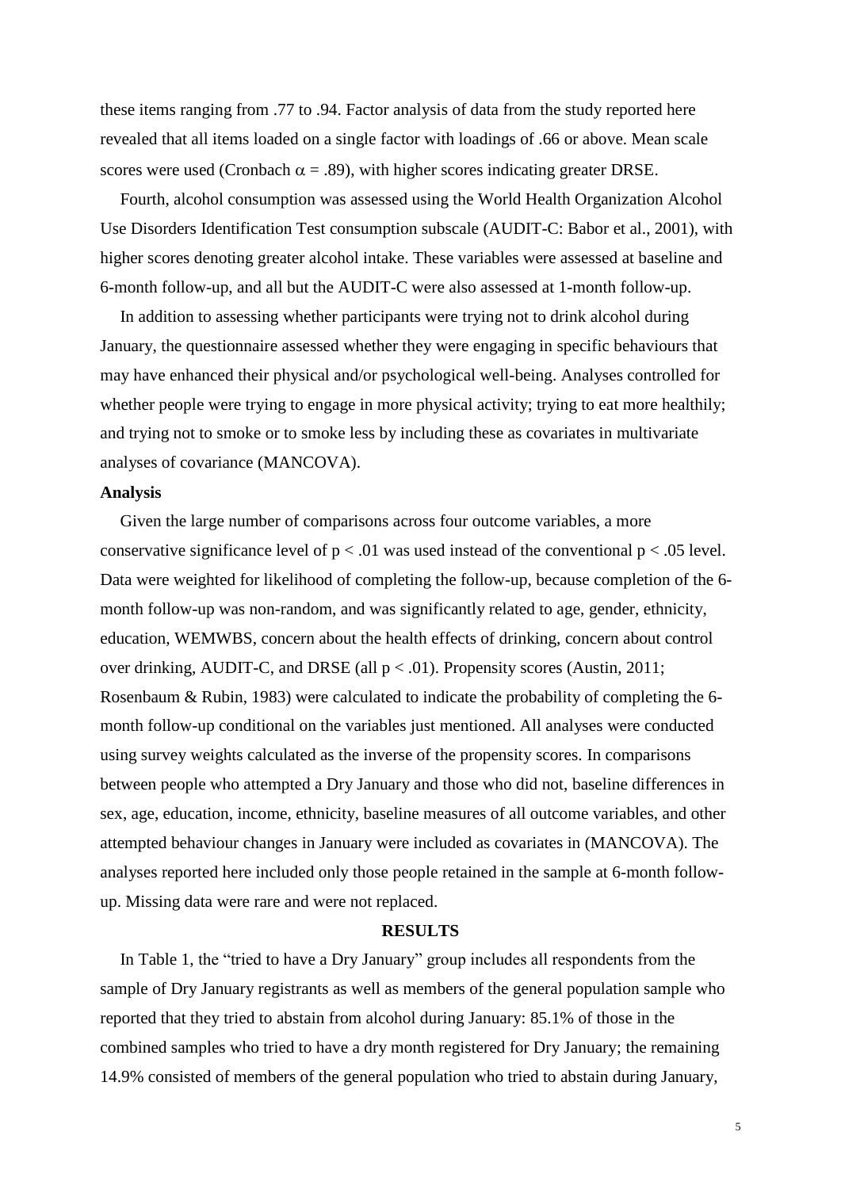these items ranging from .77 to .94. Factor analysis of data from the study reported here revealed that all items loaded on a single factor with loadings of .66 or above. Mean scale scores were used (Cronbach $\alpha$ = .89), with higher scores indicating greater DRSE.

Fourth, alcohol consumption was assessed using the World Health Organization Alcohol Use Disorders Identification Test consumption subscale (AUDIT-C: Babor et al., 2001), with higher scores denoting greater alcohol intake. These variables were assessed at baseline and 6-month follow-up, and all but the AUDIT-C were also assessed at 1-month follow-up.

In addition to assessing whether participants were trying not to drink alcohol during January, the questionnaire assessed whether they were engaging in specific behaviours that may have enhanced their physical and/or psychological well-being. Analyses controlled for whether people were trying to engage in more physical activity; trying to eat more healthily; and trying not to smoke or to smoke less by including these as covariates in multivariate analyses of covariance (MANCOVA).

**Analysis**

Given the large number of comparisons across four outcome variables, a more conservative significance level of $p < .01$ was used instead of the conventional $p < .05$ level. Data were weighted for likelihood of completing the follow-up, because completion of the 6-month follow-up was non-random, and was significantly related to age, gender, ethnicity, education, WEMWBS, concern about the health effects of drinking, concern about control over drinking, AUDIT-C, and DRSE (all $p < .01$). Propensity scores (Austin, 2011; Rosenbaum & Rubin, 1983) were calculated to indicate the probability of completing the 6-month follow-up conditional on the variables just mentioned. All analyses were conducted using survey weights calculated as the inverse of the propensity scores. In comparisons between people who attempted a Dry January and those who did not, baseline differences in sex, age, education, income, ethnicity, baseline measures of all outcome variables, and other attempted behaviour changes in January were included as covariates in (MANCOVA). The analyses reported here included only those people retained in the sample at 6-month follow-up. Missing data were rare and were not replaced.

## RESULTS

In Table 1, the "tried to have a Dry January" group includes all respondents from the sample of Dry January registrants as well as members of the general population sample who reported that they tried to abstain from alcohol during January: 85.1% of those in the combined samples who tried to have a dry month registered for Dry January; the remaining 14.9% consisted of members of the general population who tried to abstain during January,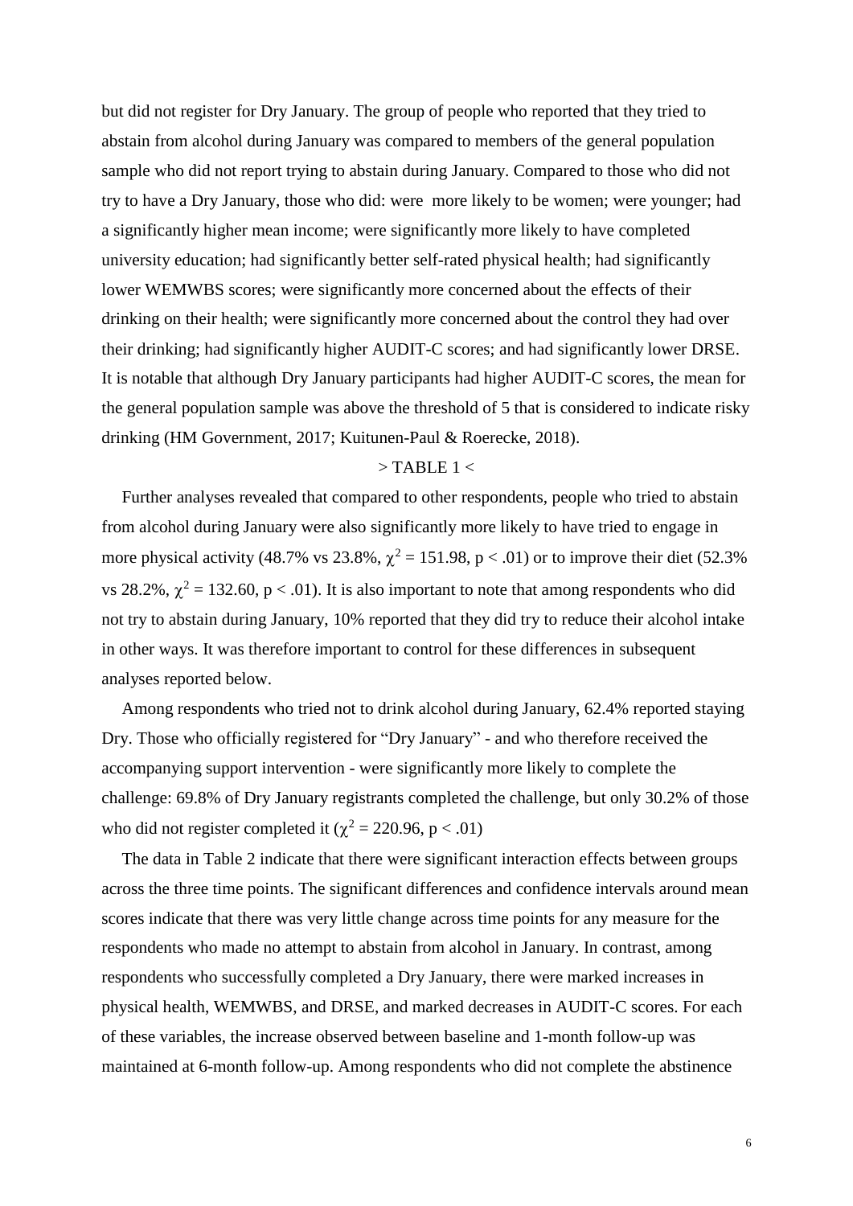but did not register for Dry January. The group of people who reported that they tried to abstain from alcohol during January was compared to members of the general population sample who did not report trying to abstain during January. Compared to those who did not try to have a Dry January, those who did: were more likely to be women; were younger; had a significantly higher mean income; were significantly more likely to have completed university education; had significantly better self-rated physical health; had significantly lower WEMWBS scores; were significantly more concerned about the effects of their drinking on their health; were significantly more concerned about the control they had over their drinking; had significantly higher AUDIT-C scores; and had significantly lower DRSE. It is notable that although Dry January participants had higher AUDIT-C scores, the mean for the general population sample was above the threshold of 5 that is considered to indicate risky drinking (HM Government, 2017; Kuitunen-Paul & Roerecke, 2018).

> TABLE 1 <

Further analyses revealed that compared to other respondents, people who tried to abstain from alcohol during January were also significantly more likely to have tried to engage in more physical activity (48.7% vs 23.8%, $\chi^2 = 151.98$, $p < .01$) or to improve their diet (52.3% vs 28.2%, $\chi^2 = 132.60$, $p < .01$). It is also important to note that among respondents who did not try to abstain during January, 10% reported that they did try to reduce their alcohol intake in other ways. It was therefore important to control for these differences in subsequent analyses reported below.

Among respondents who tried not to drink alcohol during January, 62.4% reported staying Dry. Those who officially registered for "Dry January" - and who therefore received the accompanying support intervention - were significantly more likely to complete the challenge: 69.8% of Dry January registrants completed the challenge, but only 30.2% of those who did not register completed it ($\chi^2 = 220.96$, $p < .01$)

The data in Table 2 indicate that there were significant interaction effects between groups across the three time points. The significant differences and confidence intervals around mean scores indicate that there was very little change across time points for any measure for the respondents who made no attempt to abstain from alcohol in January. In contrast, among respondents who successfully completed a Dry January, there were marked increases in physical health, WEMWBS, and DRSE, and marked decreases in AUDIT-C scores. For each of these variables, the increase observed between baseline and 1-month follow-up was maintained at 6-month follow-up. Among respondents who did not complete the abstinence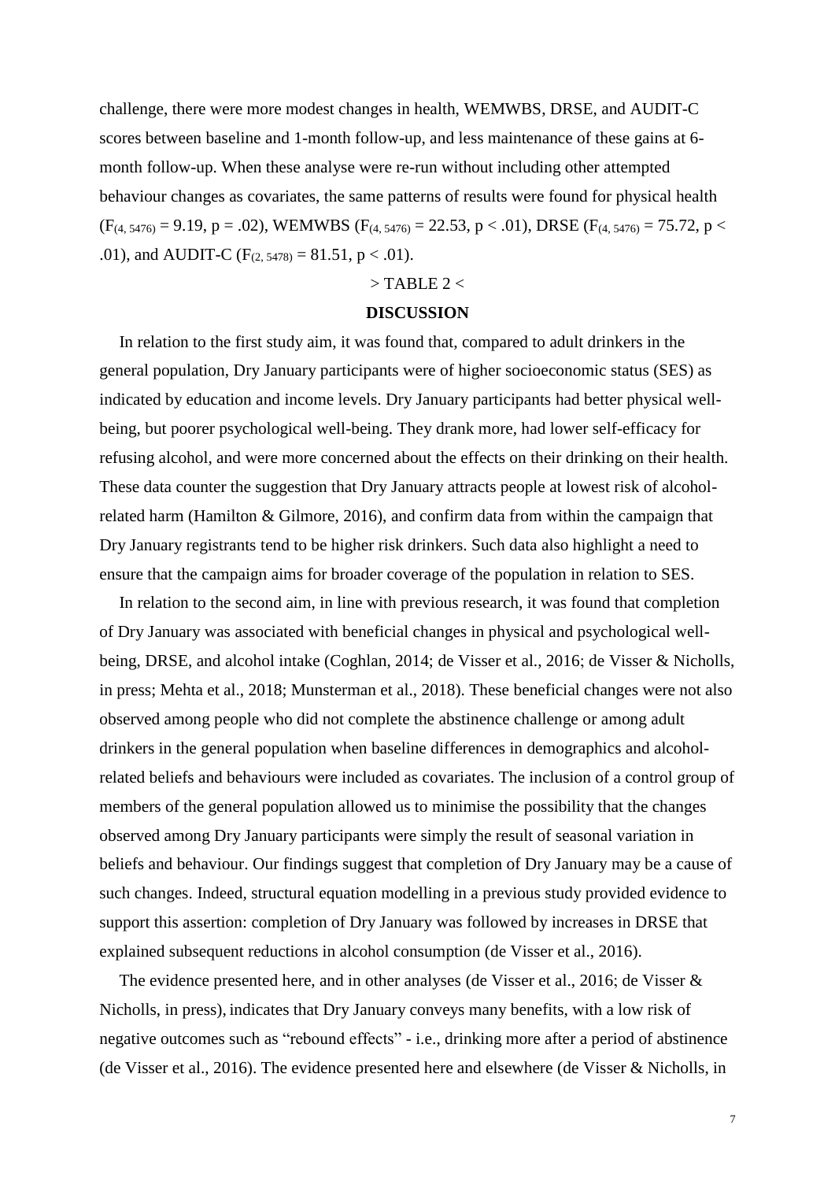challenge, there were more modest changes in health, WEMWBS, DRSE, and AUDIT-C scores between baseline and 1-month follow-up, and less maintenance of these gains at 6-month follow-up. When these analyse were re-run without including other attempted behaviour changes as covariates, the same patterns of results were found for physical health ($F_{(4, 5476)} = 9.19$, $p = .02$), WEMWBS ($F_{(4, 5476)} = 22.53$, $p < .01$), DRSE ($F_{(4, 5476)} = 75.72$, $p < .01$), and AUDIT-C ($F_{(2, 5478)} = 81.51$, $p < .01$).

> TABLE 2 <

## DISCUSSION

In relation to the first study aim, it was found that, compared to adult drinkers in the general population, Dry January participants were of higher socioeconomic status (SES) as indicated by education and income levels. Dry January participants had better physical well-being, but poorer psychological well-being. They drank more, had lower self-efficacy for refusing alcohol, and were more concerned about the effects on their drinking on their health. These data counter the suggestion that Dry January attracts people at lowest risk of alcohol-related harm (Hamilton & Gilmore, 2016), and confirm data from within the campaign that Dry January registrants tend to be higher risk drinkers. Such data also highlight a need to ensure that the campaign aims for broader coverage of the population in relation to SES.

In relation to the second aim, in line with previous research, it was found that completion of Dry January was associated with beneficial changes in physical and psychological well-being, DRSE, and alcohol intake (Coghlan, 2014; de Visser et al., 2016; de Visser & Nicholls, in press; Mehta et al., 2018; Munsterman et al., 2018). These beneficial changes were not also observed among people who did not complete the abstinence challenge or among adult drinkers in the general population when baseline differences in demographics and alcohol-related beliefs and behaviours were included as covariates. The inclusion of a control group of members of the general population allowed us to minimise the possibility that the changes observed among Dry January participants were simply the result of seasonal variation in beliefs and behaviour. Our findings suggest that completion of Dry January may be a cause of such changes. Indeed, structural equation modelling in a previous study provided evidence to support this assertion: completion of Dry January was followed by increases in DRSE that explained subsequent reductions in alcohol consumption (de Visser et al., 2016).

The evidence presented here, and in other analyses (de Visser et al., 2016; de Visser & Nicholls, in press), indicates that Dry January conveys many benefits, with a low risk of negative outcomes such as "rebound effects" - i.e., drinking more after a period of abstinence (de Visser et al., 2016). The evidence presented here and elsewhere (de Visser & Nicholls, in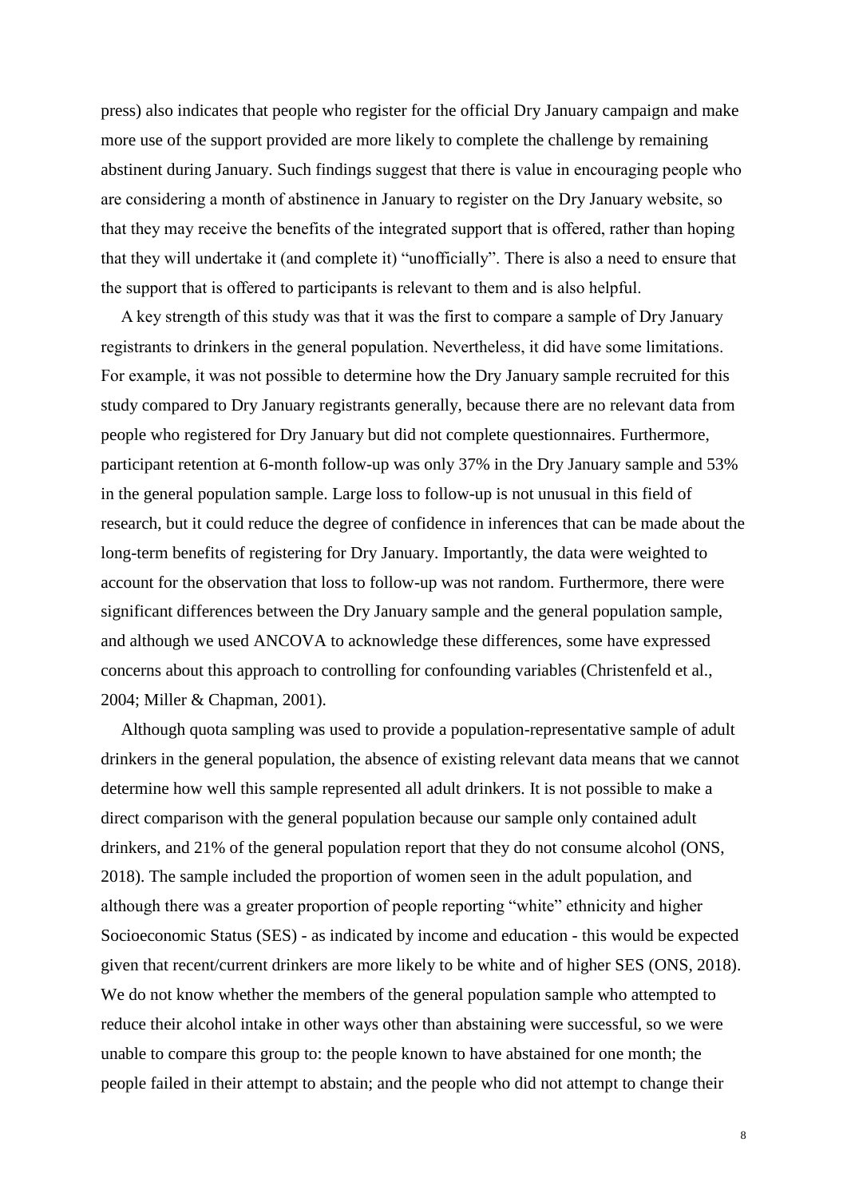press) also indicates that people who register for the official Dry January campaign and make more use of the support provided are more likely to complete the challenge by remaining abstinent during January. Such findings suggest that there is value in encouraging people who are considering a month of abstinence in January to register on the Dry January website, so that they may receive the benefits of the integrated support that is offered, rather than hoping that they will undertake it (and complete it) "unofficially". There is also a need to ensure that the support that is offered to participants is relevant to them and is also helpful.

A key strength of this study was that it was the first to compare a sample of Dry January registrants to drinkers in the general population. Nevertheless, it did have some limitations. For example, it was not possible to determine how the Dry January sample recruited for this study compared to Dry January registrants generally, because there are no relevant data from people who registered for Dry January but did not complete questionnaires. Furthermore, participant retention at 6-month follow-up was only 37% in the Dry January sample and 53% in the general population sample. Large loss to follow-up is not unusual in this field of research, but it could reduce the degree of confidence in inferences that can be made about the long-term benefits of registering for Dry January. Importantly, the data were weighted to account for the observation that loss to follow-up was not random. Furthermore, there were significant differences between the Dry January sample and the general population sample, and although we used ANCOVA to acknowledge these differences, some have expressed concerns about this approach to controlling for confounding variables (Christenfeld et al., 2004; Miller & Chapman, 2001).

Although quota sampling was used to provide a population-representative sample of adult drinkers in the general population, the absence of existing relevant data means that we cannot determine how well this sample represented all adult drinkers. It is not possible to make a direct comparison with the general population because our sample only contained adult drinkers, and 21% of the general population report that they do not consume alcohol (ONS, 2018). The sample included the proportion of women seen in the adult population, and although there was a greater proportion of people reporting "white" ethnicity and higher Socioeconomic Status (SES) - as indicated by income and education - this would be expected given that recent/current drinkers are more likely to be white and of higher SES (ONS, 2018). We do not know whether the members of the general population sample who attempted to reduce their alcohol intake in other ways other than abstaining were successful, so we were unable to compare this group to: the people known to have abstained for one month; the people failed in their attempt to abstain; and the people who did not attempt to change their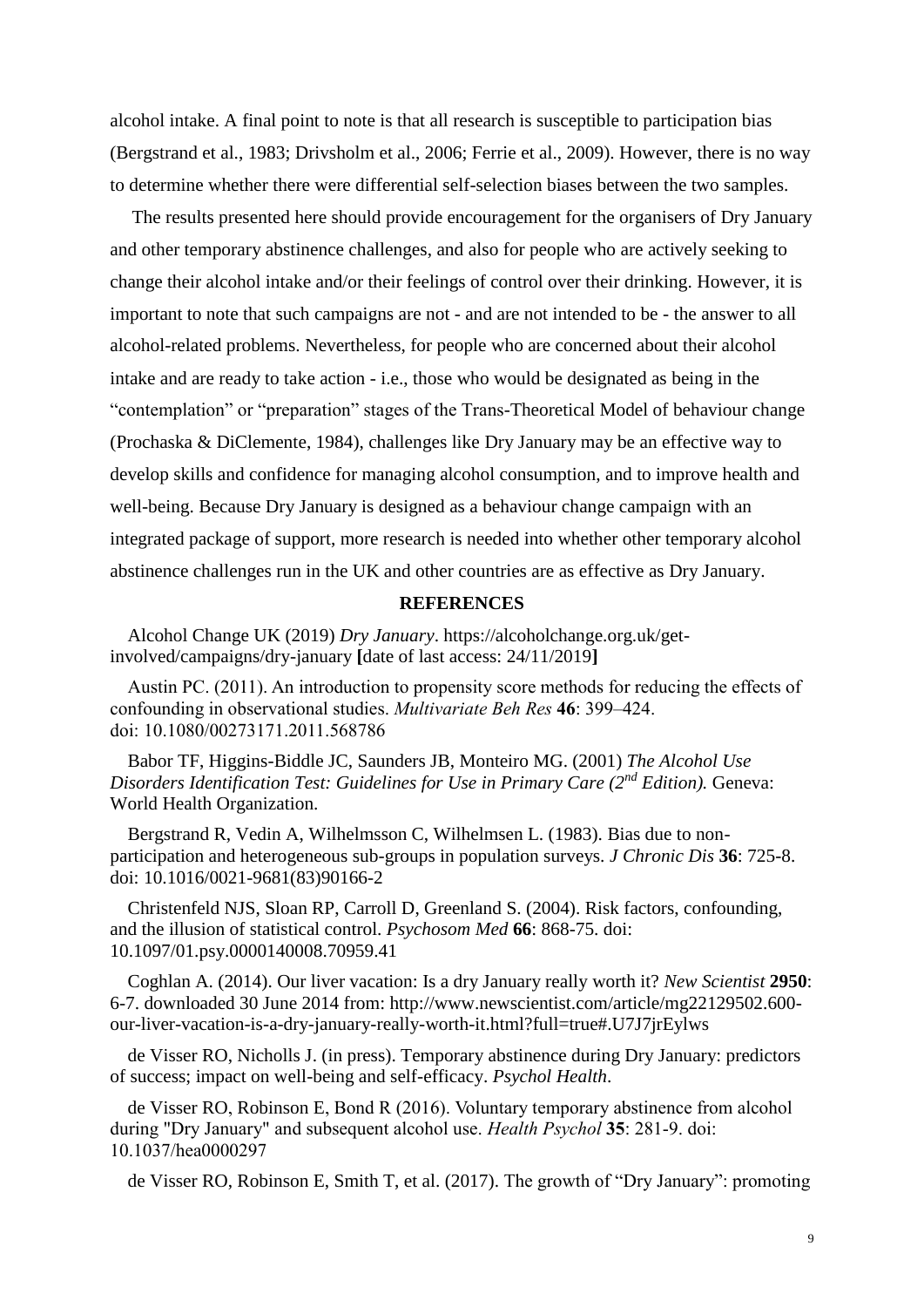alcohol intake. A final point to note is that all research is susceptible to participation bias (Bergstrand et al., 1983; Drivsholm et al., 2006; Ferrie et al., 2009). However, there is no way to determine whether there were differential self-selection biases between the two samples.

The results presented here should provide encouragement for the organisers of Dry January and other temporary abstinence challenges, and also for people who are actively seeking to change their alcohol intake and/or their feelings of control over their drinking. However, it is important to note that such campaigns are not - and are not intended to be - the answer to all alcohol-related problems. Nevertheless, for people who are concerned about their alcohol intake and are ready to take action - i.e., those who would be designated as being in the "contemplation" or "preparation" stages of the Trans-Theoretical Model of behaviour change (Prochaska & DiClemente, 1984), challenges like Dry January may be an effective way to develop skills and confidence for managing alcohol consumption, and to improve health and well-being. Because Dry January is designed as a behaviour change campaign with an integrated package of support, more research is needed into whether other temporary alcohol abstinence challenges run in the UK and other countries are as effective as Dry January.

## REFERENCES

Alcohol Change UK (2019) *Dry January*. https://alcoholchange.org.uk/get-involved/campaigns/dry-january **[**date of last access: 24/11/2019**]**

Austin PC. (2011). An introduction to propensity score methods for reducing the effects of confounding in observational studies. *Multivariate Beh Res* **46**: 399–424. doi: 10.1080/00273171.2011.568786

Babor TF, Higgins-Biddle JC, Saunders JB, Monteiro MG. (2001) *The Alcohol Use Disorders Identification Test: Guidelines for Use in Primary Care (2nd Edition).* Geneva: World Health Organization.

Bergstrand R, Vedin A, Wilhelmsson C, Wilhelmsen L. (1983). Bias due to non-participation and heterogeneous sub-groups in population surveys. *J Chronic Dis* **36**: 725-8. doi: 10.1016/0021-9681(83)90166-2

Christenfeld NJS, Sloan RP, Carroll D, Greenland S. (2004). Risk factors, confounding, and the illusion of statistical control. *Psychosom Med* **66**: 868-75. doi: 10.1097/01.psy.0000140008.70959.41

Coghlan A. (2014). Our liver vacation: Is a dry January really worth it? *New Scientist* **2950**: 6-7. downloaded 30 June 2014 from: http://www.newscientist.com/article/mg22129502.600-our-liver-vacation-is-a-dry-january-really-worth-it.html?full=true#.U7J7jrEylws

de Visser RO, Nicholls J. (in press). Temporary abstinence during Dry January: predictors of success; impact on well-being and self-efficacy. *Psychol Health*.

de Visser RO, Robinson E, Bond R (2016). Voluntary temporary abstinence from alcohol during "Dry January" and subsequent alcohol use. *Health Psychol* **35**: 281-9. doi: 10.1037/hea0000297

de Visser RO, Robinson E, Smith T, et al. (2017). The growth of "Dry January": promoting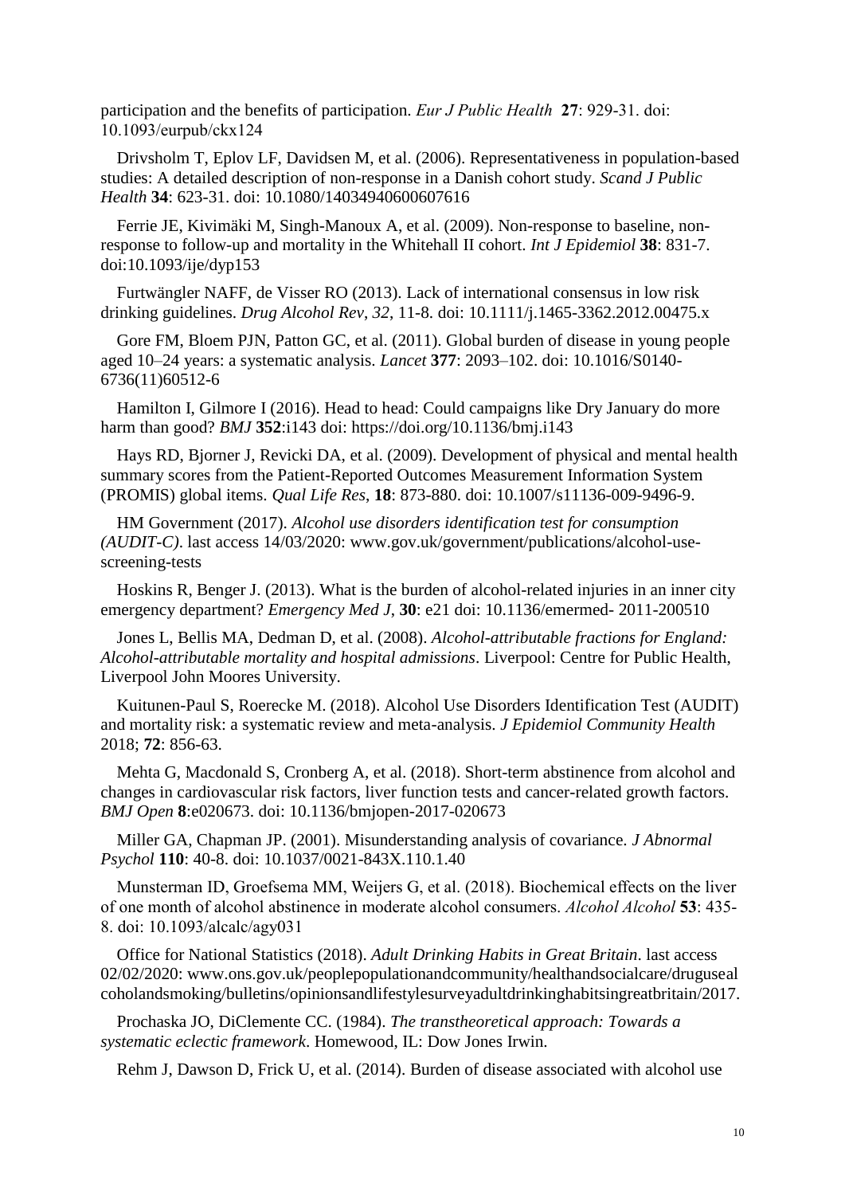participation and the benefits of participation. *Eur J Public Health* **27**: 929-31. doi: 10.1093/eurpub/ckx124

Drivsholm T, Eplov LF, Davidsen M, et al. (2006). Representativeness in population-based studies: A detailed description of non-response in a Danish cohort study. *Scand J Public Health* **34**: 623-31. doi: 10.1080/14034940600607616

Ferrie JE, Kivimäki M, Singh-Manoux A, et al. (2009). Non-response to baseline, non-response to follow-up and mortality in the Whitehall II cohort. *Int J Epidemiol* **38**: 831-7. doi:10.1093/ije/dyp153

Furtwängler NAFF, de Visser RO (2013). Lack of international consensus in low risk drinking guidelines. *Drug Alcohol Rev*, *32*, 11-8. doi: 10.1111/j.1465-3362.2012.00475.x

Gore FM, Bloem PJN, Patton GC, et al. (2011). Global burden of disease in young people aged 10–24 years: a systematic analysis. *Lancet* **377**: 2093–102. doi: 10.1016/S0140-6736(11)60512-6

Hamilton I, Gilmore I (2016). Head to head: Could campaigns like Dry January do more harm than good? *BMJ* **352**:i143 doi: https://doi.org/10.1136/bmj.i143

Hays RD, Bjorner J, Revicki DA, et al. (2009). Development of physical and mental health summary scores from the Patient-Reported Outcomes Measurement Information System (PROMIS) global items. *Qual Life Res*, **18**: 873-880. doi: 10.1007/s11136-009-9496-9.

HM Government (2017). *Alcohol use disorders identification test for consumption (AUDIT-C)*. last access 14/03/2020: www.gov.uk/government/publications/alcohol-use-screening-tests

Hoskins R, Benger J. (2013). What is the burden of alcohol-related injuries in an inner city emergency department? *Emergency Med J*, **30**: e21 doi: 10.1136/emermed- 2011-200510

Jones L, Bellis MA, Dedman D, et al. (2008). *Alcohol-attributable fractions for England: Alcohol-attributable mortality and hospital admissions*. Liverpool: Centre for Public Health, Liverpool John Moores University.

Kuitunen-Paul S, Roerecke M. (2018). Alcohol Use Disorders Identification Test (AUDIT) and mortality risk: a systematic review and meta-analysis. *J Epidemiol Community Health* 2018; **72**: 856-63.

Mehta G, Macdonald S, Cronberg A, et al. (2018). Short-term abstinence from alcohol and changes in cardiovascular risk factors, liver function tests and cancer-related growth factors. *BMJ Open* **8**:e020673. doi: 10.1136/bmjopen-2017-020673

Miller GA, Chapman JP. (2001). Misunderstanding analysis of covariance. *J Abnormal Psychol* **110**: 40-8. doi: 10.1037/0021-843X.110.1.40

Munsterman ID, Groefsema MM, Weijers G, et al. (2018). Biochemical effects on the liver of one month of alcohol abstinence in moderate alcohol consumers. *Alcohol Alcohol* **53**: 435-8. doi: 10.1093/alcalc/agy031

Office for National Statistics (2018). *Adult Drinking Habits in Great Britain*. last access 02/02/2020: www.ons.gov.uk/peoplepopulationandcommunity/healthandsocialcare/drugusealcoholandsmoking/bulletins/opinionsandlifestylesurveyadultdrinkinghabitsingreatbritain/2017.

Prochaska JO, DiClemente CC. (1984). *The transtheoretical approach: Towards a systematic eclectic framework*. Homewood, IL: Dow Jones Irwin.

Rehm J, Dawson D, Frick U, et al. (2014). Burden of disease associated with alcohol use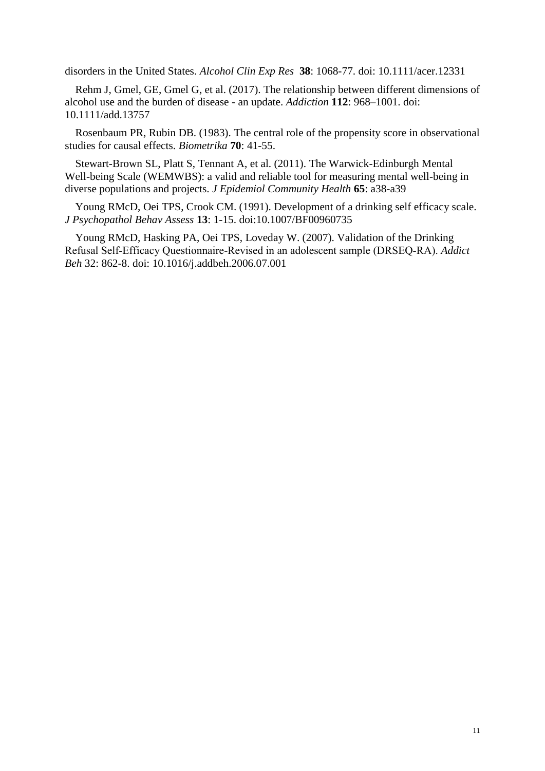disorders in the United States. *Alcohol Clin Exp Res* **38**: 1068-77. doi: 10.1111/acer.12331

Rehm J, Gmel, GE, Gmel G, et al. (2017). The relationship between different dimensions of alcohol use and the burden of disease - an update. *Addiction* **112**: 968–1001. doi: 10.1111/add.13757

Rosenbaum PR, Rubin DB. (1983). The central role of the propensity score in observational studies for causal effects. *Biometrika* **70**: 41-55.

Stewart-Brown SL, Platt S, Tennant A, et al. (2011). The Warwick-Edinburgh Mental Well-being Scale (WEMWBS): a valid and reliable tool for measuring mental well-being in diverse populations and projects. *J Epidemiol Community Health* **65**: a38-a39

Young RMcD, Oei TPS, Crook CM. (1991). Development of a drinking self efficacy scale. *J Psychopathol Behav Assess* **13**: 1-15. doi:10.1007/BF00960735

Young RMcD, Hasking PA, Oei TPS, Loveday W. (2007). Validation of the Drinking Refusal Self-Efficacy Questionnaire-Revised in an adolescent sample (DRSEQ-RA). *Addict Beh* 32: 862-8. doi: 10.1016/j.addbeh.2006.07.001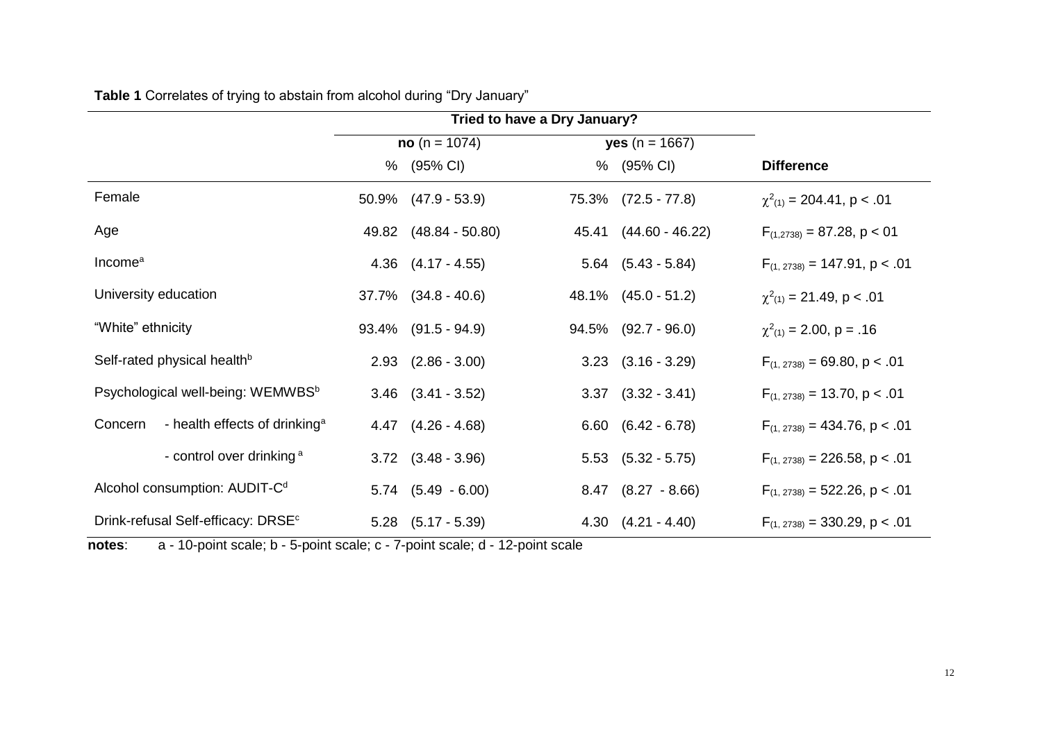**Table 1** Correlates of trying to abstain from alcohol during "Dry January"

| | Tried to have a Dry January? | | | | |
|---|---|---|---|---|---|
| | **no** (n = 1074) | | **yes** (n = 1667) | | |
| | % | (95% CI) | % | (95% CI) | **Difference** |
| Female | 50.9% | (47.9 - 53.9) | 75.3% | (72.5 - 77.8) | $\chi^2_{(1)}$ = 204.41, p < .01 |
| Age | 49.82 | (48.84 - 50.80) | 45.41 | (44.60 - 46.22) | $F_{(1,2738)}$ = 87.28, p < 01 |
| Income[a] | 4.36 | (4.17 - 4.55) | 5.64 | (5.43 - 5.84) | $F_{(1, 2738)}$ = 147.91, p < .01 |
| University education | 37.7% | (34.8 - 40.6) | 48.1% | (45.0 - 51.2) | $\chi^2_{(1)}$ = 21.49, p < .01 |
| "White" ethnicity | 93.4% | (91.5 - 94.9) | 94.5% | (92.7 - 96.0) | $\chi^2_{(1)}$ = 2.00, p = .16 |
| Self-rated physical health[b] | 2.93 | (2.86 - 3.00) | 3.23 | (3.16 - 3.29) | $F_{(1, 2738)}$ = 69.80, p < .01 |
| Psychological well-being: WEMWBS[b] | 3.46 | (3.41 - 3.52) | 3.37 | (3.32 - 3.41) | $F_{(1, 2738)}$ = 13.70, p < .01 |
| Concern - health effects of drinking[a] | 4.47 | (4.26 - 4.68) | 6.60 | (6.42 - 6.78) | $F_{(1, 2738)}$ = 434.76, p < .01 |
| - control over drinking[a] | 3.72 | (3.48 - 3.96) | 5.53 | (5.32 - 5.75) | $F_{(1, 2738)}$ = 226.58, p < .01 |
| Alcohol consumption: AUDIT-C[d] | 5.74 | (5.49 - 6.00) | 8.47 | (8.27 - 8.66) | $F_{(1, 2738)}$ = 522.26, p < .01 |
| Drink-refusal Self-efficacy: DRSE[c] | 5.28 | (5.17 - 5.39) | 4.30 | (4.21 - 4.40) | $F_{(1, 2738)}$ = 330.29, p < .01 |

**notes**: a - 10-point scale; b - 5-point scale; c - 7-point scale; d - 12-point scale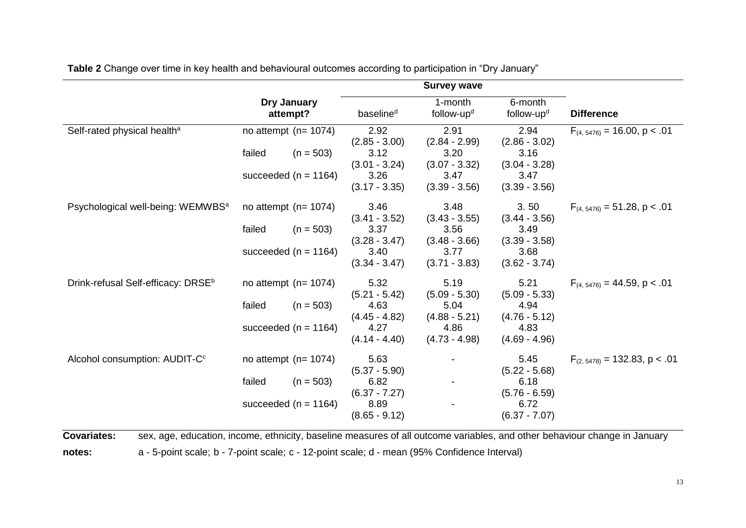**Table 2** Change over time in key health and behavioural outcomes according to participation in "Dry January"

| | Dry January attempt? | Survey wave | | | Difference |
|---|---|---|---|---|---|
| | | baseline[d] | 1-month follow-up[d] | 6-month follow-up[d] | |
| Self-rated physical health[a] | no attempt (n= 1074) | 2.92 (2.85 - 3.00) | 2.91 (2.84 - 2.99) | 2.94 (2.86 - 3.02) | $F_{(4, 5476)} = 16.00$, $p < .01$ |
| | failed (n = 503) | 3.12 (3.01 - 3.24) | 3.20 (3.07 - 3.32) | 3.16 (3.04 - 3.28) | |
| | succeeded (n = 1164) | 3.26 (3.17 - 3.35) | 3.47 (3.39 - 3.56) | 3.47 (3.39 - 3.56) | |
| Psychological well-being: WEMWBS[a] | no attempt (n= 1074) | 3.46 (3.41 - 3.52) | 3.48 (3.43 - 3.55) | 3. 50 (3.44 - 3.56) | $F_{(4, 5476)} = 51.28$, $p < .01$ |
| | failed (n = 503) | 3.37 (3.28 - 3.47) | 3.56 (3.48 - 3.66) | 3.49 (3.39 - 3.58) | |
| | succeeded (n = 1164) | 3.40 (3.34 - 3.47) | 3.77 (3.71 - 3.83) | 3.68 (3.62 - 3.74) | |
| Drink-refusal Self-efficacy: DRSE[b] | no attempt (n= 1074) | 5.32 (5.21 - 5.42) | 5.19 (5.09 - 5.30) | 5.21 (5.09 - 5.33) | $F_{(4, 5476)} = 44.59$, $p < .01$ |
| | failed (n = 503) | 4.63 (4.45 - 4.82) | 5.04 (4.88 - 5.21) | 4.94 (4.76 - 5.12) | |
| | succeeded (n = 1164) | 4.27 (4.14 - 4.40) | 4.86 (4.73 - 4.98) | 4.83 (4.69 - 4.96) | |
| Alcohol consumption: AUDIT-C[c] | no attempt (n= 1074) | 5.63 (5.37 - 5.90) | - | 5.45 (5.22 - 5.68) | $F_{(2, 5478)} = 132.83$, $p < .01$ |
| | failed (n = 503) | 6.82 (6.37 - 7.27) | - | 6.18 (5.76 - 6.59) | |
| | succeeded (n = 1164) | 8.89 (8.65 - 9.12) | - | 6.72 (6.37 - 7.07) | |

**Covariates:** sex, age, education, income, ethnicity, baseline measures of all outcome variables, and other behaviour change in January

**notes:** a - 5-point scale; b - 7-point scale; c - 12-point scale; d - mean (95% Confidence Interval)